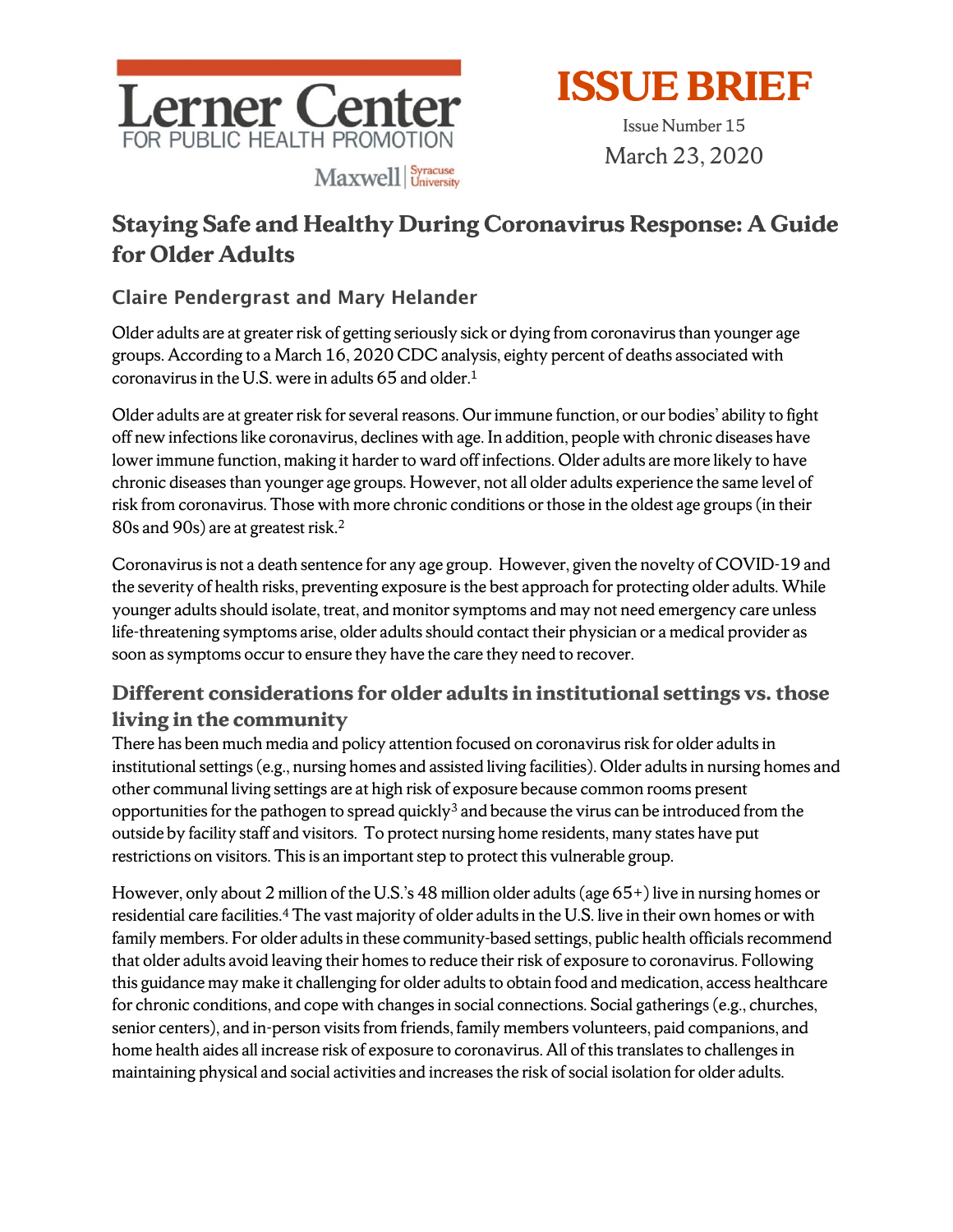Lerner Center FOR PUBLIC HEALTH PROMOTION

Maxwell | Syracuse University

**ISSUE BRIEF**

Issue Number 15

March 23, 2020

# Staying Safe and Healthy During Coronavirus Response: A Guide for Older Adults

### Claire Pendergrast and Mary Helander

Older adults are at greater risk of getting seriously sick or dying from coronavirus than younger age groups. According to a March 16, 2020 CDC analysis, eighty percent of deaths associated with coronavirus in the U.S. were in adults 65 and older.[1]

Older adults are at greater risk for several reasons. Our immune function, or our bodies' ability to fight off new infections like coronavirus, declines with age. In addition, people with chronic diseases have lower immune function, making it harder to ward off infections. Older adults are more likely to have chronic diseases than younger age groups. However, not all older adults experience the same level of risk from coronavirus. Those with more chronic conditions or those in the oldest age groups (in their 80s and 90s) are at greatest risk.[2]

Coronavirus is not a death sentence for any age group. However, given the novelty of COVID-19 and the severity of health risks, preventing exposure is the best approach for protecting older adults. While younger adults should isolate, treat, and monitor symptoms and may not need emergency care unless life-threatening symptoms arise, older adults should contact their physician or a medical provider as soon as symptoms occur to ensure they have the care they need to recover.

## Different considerations for older adults in institutional settings vs. those living in the community

There has been much media and policy attention focused on coronavirus risk for older adults in institutional settings (e.g., nursing homes and assisted living facilities). Older adults in nursing homes and other communal living settings are at high risk of exposure because common rooms present opportunities for the pathogen to spread quickly[3] and because the virus can be introduced from the outside by facility staff and visitors. To protect nursing home residents, many states have put restrictions on visitors. This is an important step to protect this vulnerable group.

However, only about 2 million of the U.S.'s 48 million older adults (age 65+) live in nursing homes or residential care facilities.[4] The vast majority of older adults in the U.S. live in their own homes or with family members. For older adults in these community-based settings, public health officials recommend that older adults avoid leaving their homes to reduce their risk of exposure to coronavirus. Following this guidance may make it challenging for older adults to obtain food and medication, access healthcare for chronic conditions, and cope with changes in social connections. Social gatherings (e.g., churches, senior centers), and in-person visits from friends, family members volunteers, paid companions, and home health aides all increase risk of exposure to coronavirus. All of this translates to challenges in maintaining physical and social activities and increases the risk of social isolation for older adults.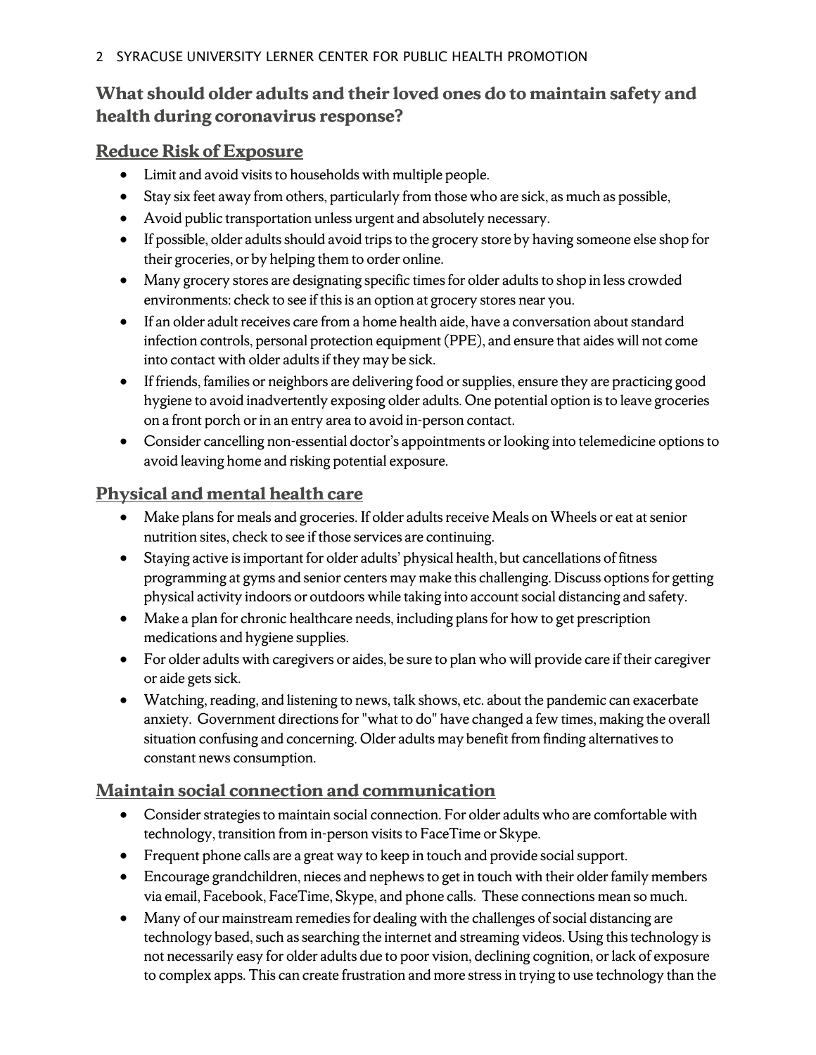## What should older adults and their loved ones do to maintain safety and health during coronavirus response?

### Reduce Risk of Exposure

- Limit and avoid visits to households with multiple people.
- Stay six feet away from others, particularly from those who are sick, as much as possible,
- Avoid public transportation unless urgent and absolutely necessary.
- If possible, older adults should avoid trips to the grocery store by having someone else shop for their groceries, or by helping them to order online.
- Many grocery stores are designating specific times for older adults to shop in less crowded environments: check to see if this is an option at grocery stores near you.
- If an older adult receives care from a home health aide, have a conversation about standard infection controls, personal protection equipment (PPE), and ensure that aides will not come into contact with older adults if they may be sick.
- If friends, families or neighbors are delivering food or supplies, ensure they are practicing good hygiene to avoid inadvertently exposing older adults. One potential option is to leave groceries on a front porch or in an entry area to avoid in-person contact.
- Consider cancelling non-essential doctor's appointments or looking into telemedicine options to avoid leaving home and risking potential exposure.

### Physical and mental health care

- Make plans for meals and groceries. If older adults receive Meals on Wheels or eat at senior nutrition sites, check to see if those services are continuing.
- Staying active is important for older adults' physical health, but cancellations of fitness programming at gyms and senior centers may make this challenging. Discuss options for getting physical activity indoors or outdoors while taking into account social distancing and safety.
- Make a plan for chronic healthcare needs, including plans for how to get prescription medications and hygiene supplies.
- For older adults with caregivers or aides, be sure to plan who will provide care if their caregiver or aide gets sick.
- Watching, reading, and listening to news, talk shows, etc. about the pandemic can exacerbate anxiety. Government directions for "what to do" have changed a few times, making the overall situation confusing and concerning. Older adults may benefit from finding alternatives to constant news consumption.

### Maintain social connection and communication

- Consider strategies to maintain social connection. For older adults who are comfortable with technology, transition from in-person visits to FaceTime or Skype.
- Frequent phone calls are a great way to keep in touch and provide social support.
- Encourage grandchildren, nieces and nephews to get in touch with their older family members via email, Facebook, FaceTime, Skype, and phone calls. These connections mean so much.
- Many of our mainstream remedies for dealing with the challenges of social distancing are technology based, such as searching the internet and streaming videos. Using this technology is not necessarily easy for older adults due to poor vision, declining cognition, or lack of exposure to complex apps. This can create frustration and more stress in trying to use technology than the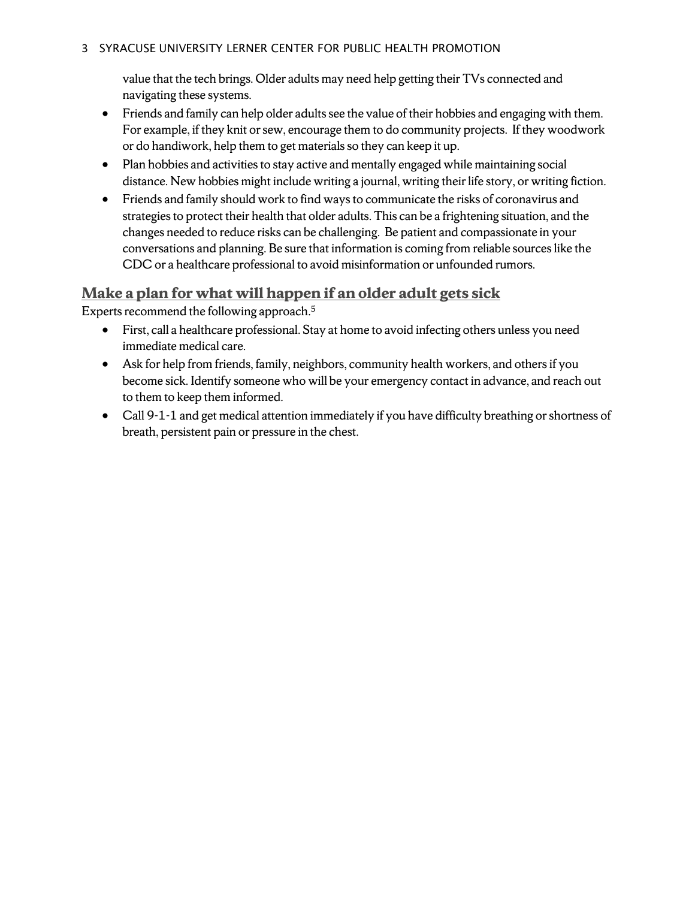value that the tech brings. Older adults may need help getting their TVs connected and navigating these systems.

- Friends and family can help older adults see the value of their hobbies and engaging with them. For example, if they knit or sew, encourage them to do community projects. If they woodwork or do handiwork, help them to get materials so they can keep it up.
- Plan hobbies and activities to stay active and mentally engaged while maintaining social distance. New hobbies might include writing a journal, writing their life story, or writing fiction.
- Friends and family should work to find ways to communicate the risks of coronavirus and strategies to protect their health that older adults. This can be a frightening situation, and the changes needed to reduce risks can be challenging. Be patient and compassionate in your conversations and planning. Be sure that information is coming from reliable sources like the CDC or a healthcare professional to avoid misinformation or unfounded rumors.

## Make a plan for what will happen if an older adult gets sick

Experts recommend the following approach.[5]

- First, call a healthcare professional. Stay at home to avoid infecting others unless you need immediate medical care.
- Ask for help from friends, family, neighbors, community health workers, and others if you become sick. Identify someone who will be your emergency contact in advance, and reach out to them to keep them informed.
- Call 9-1-1 and get medical attention immediately if you have difficulty breathing or shortness of breath, persistent pain or pressure in the chest.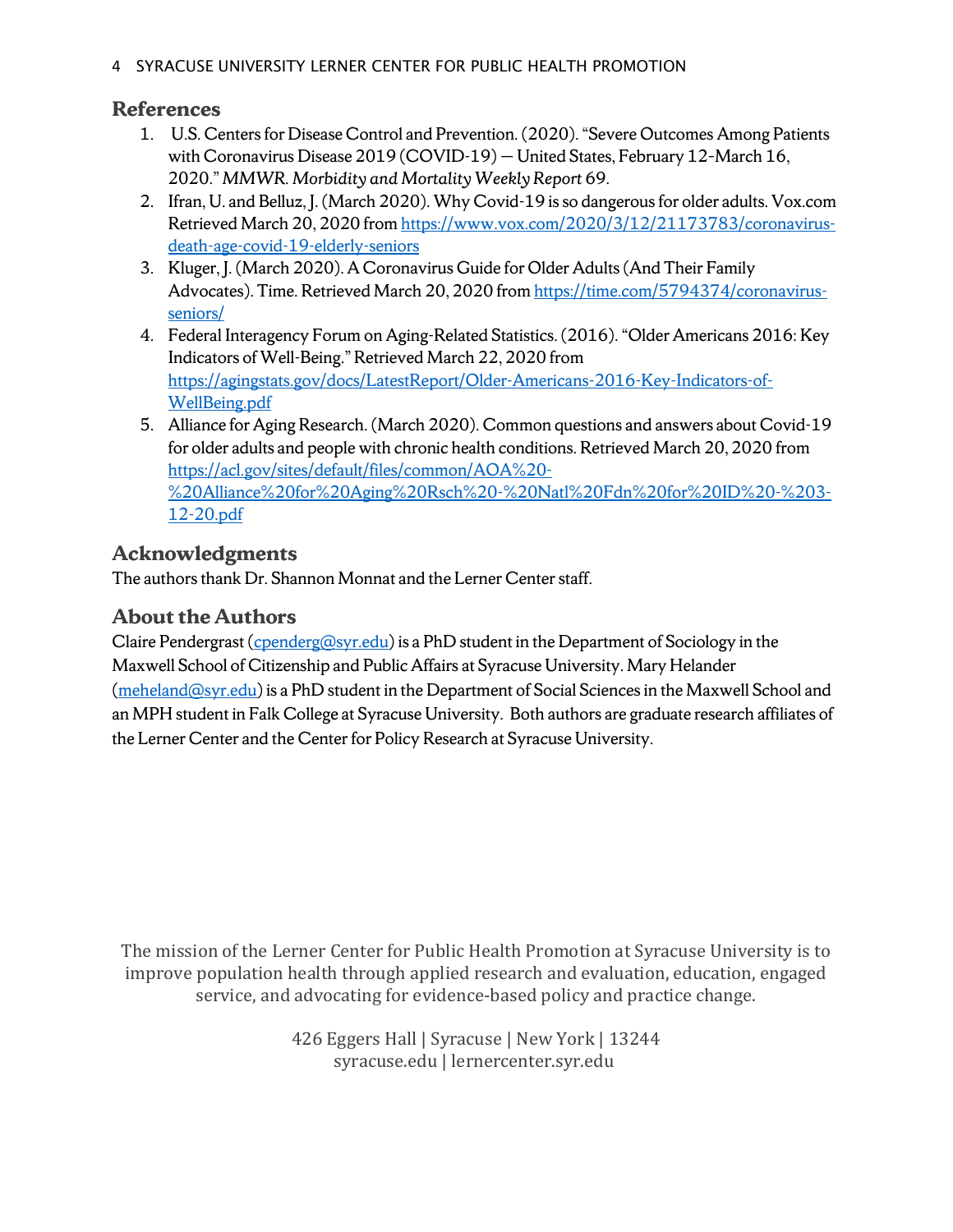## References

1. U.S. Centers for Disease Control and Prevention. (2020). "Severe Outcomes Among Patients with Coronavirus Disease 2019 (COVID-19) — United States, February 12-March 16, 2020." *MMWR. Morbidity and Mortality Weekly Report* 69.
2. Ifran, U. and Belluz, J. (March 2020). Why Covid-19 is so dangerous for older adults. Vox.com Retrieved March 20, 2020 from https://www.vox.com/2020/3/12/21173783/coronavirus-death-age-covid-19-elderly-seniors
3. Kluger, J. (March 2020). A Coronavirus Guide for Older Adults (And Their Family Advocates). Time. Retrieved March 20, 2020 from https://time.com/5794374/coronavirus-seniors/
4. Federal Interagency Forum on Aging-Related Statistics. (2016). "Older Americans 2016: Key Indicators of Well-Being." Retrieved March 22, 2020 from https://agingstats.gov/docs/LatestReport/Older-Americans-2016-Key-Indicators-of-WellBeing.pdf
5. Alliance for Aging Research. (March 2020). Common questions and answers about Covid-19 for older adults and people with chronic health conditions. Retrieved March 20, 2020 from https://acl.gov/sites/default/files/common/AOA%20-%20Alliance%20for%20Aging%20Rsch%20-%20Natl%20Fdn%20for%20ID%20-%203-12-20.pdf

## Acknowledgments

The authors thank Dr. Shannon Monnat and the Lerner Center staff.

## About the Authors

Claire Pendergrast (cpenderg@syr.edu) is a PhD student in the Department of Sociology in the Maxwell School of Citizenship and Public Affairs at Syracuse University. Mary Helander (meheland@syr.edu) is a PhD student in the Department of Social Sciences in the Maxwell School and an MPH student in Falk College at Syracuse University. Both authors are graduate research affiliates of the Lerner Center and the Center for Policy Research at Syracuse University.

The mission of the Lerner Center for Public Health Promotion at Syracuse University is to improve population health through applied research and evaluation, education, engaged service, and advocating for evidence-based policy and practice change.

426 Eggers Hall | Syracuse | New York | 13244
syracuse.edu | lernercenter.syr.edu